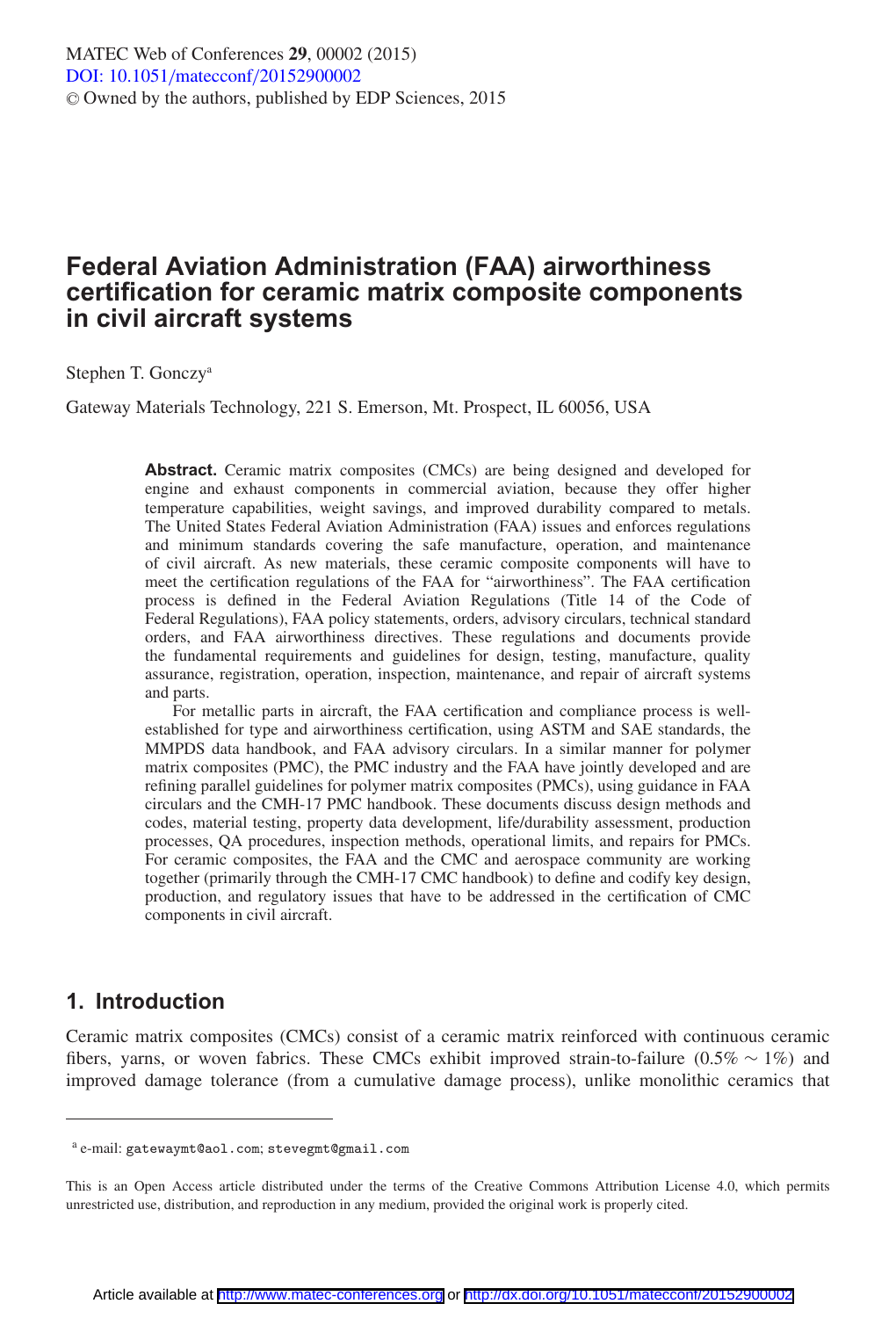# Federal Aviation Administration (FAA) airworthiness certification for ceramic matrix composite components in civil aircraft systems

Stephen T. Gonczy[a]

Gateway Materials Technology, 221 S. Emerson, Mt. Prospect, IL 60056, USA

**Abstract.** Ceramic matrix composites (CMCs) are being designed and developed for engine and exhaust components in commercial aviation, because they offer higher temperature capabilities, weight savings, and improved durability compared to metals. The United States Federal Aviation Administration (FAA) issues and enforces regulations and minimum standards covering the safe manufacture, operation, and maintenance of civil aircraft. As new materials, these ceramic composite components will have to meet the certification regulations of the FAA for "airworthiness". The FAA certification process is defined in the Federal Aviation Regulations (Title 14 of the Code of Federal Regulations), FAA policy statements, orders, advisory circulars, technical standard orders, and FAA airworthiness directives. These regulations and documents provide the fundamental requirements and guidelines for design, testing, manufacture, quality assurance, registration, operation, inspection, maintenance, and repair of aircraft systems and parts.

For metallic parts in aircraft, the FAA certification and compliance process is well-established for type and airworthiness certification, using ASTM and SAE standards, the MMPDS data handbook, and FAA advisory circulars. In a similar manner for polymer matrix composites (PMC), the PMC industry and the FAA have jointly developed and are refining parallel guidelines for polymer matrix composites (PMCs), using guidance in FAA circulars and the CMH-17 PMC handbook. These documents discuss design methods and codes, material testing, property data development, life/durability assessment, production processes, QA procedures, inspection methods, operational limits, and repairs for PMCs. For ceramic composites, the FAA and the CMC and aerospace community are working together (primarily through the CMH-17 CMC handbook) to define and codify key design, production, and regulatory issues that have to be addressed in the certification of CMC components in civil aircraft.

## 1. Introduction

Ceramic matrix composites (CMCs) consist of a ceramic matrix reinforced with continuous ceramic fibers, yarns, or woven fabrics. These CMCs exhibit improved strain-to-failure ($0.5\% \sim 1\%$) and improved damage tolerance (from a cumulative damage process), unlike monolithic ceramics that

---

[a] e-mail: gatewaymt@aol.com; stevegmt@gmail.com

This is an Open Access article distributed under the terms of the Creative Commons Attribution License 4.0, which permits unrestricted use, distribution, and reproduction in any medium, provided the original work is properly cited.

Article available at http://www.matec-conferences.org or http://dx.doi.org/10.1051/matecconf/20152900002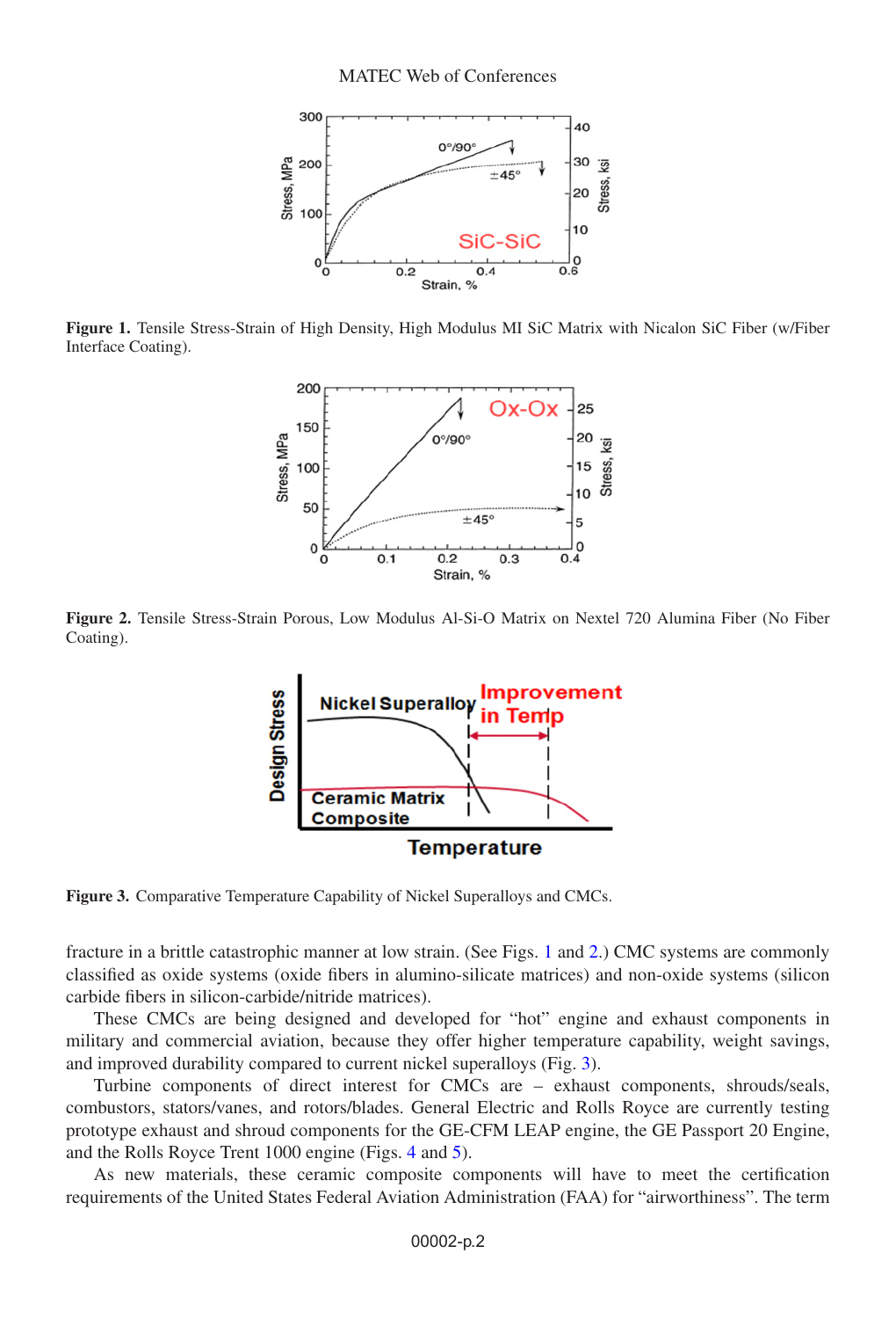**Figure 1.** Tensile Stress-Strain of High Density, High Modulus MI SiC Matrix with Nicalon SiC Fiber (w/Fiber Interface Coating).

**Figure 2.** Tensile Stress-Strain Porous, Low Modulus Al-Si-O Matrix on Nextel 720 Alumina Fiber (No Fiber Coating).

**Figure 3.** Comparative Temperature Capability of Nickel Superalloys and CMCs.

fracture in a brittle catastrophic manner at low strain. (See Figs. 1 and 2.) CMC systems are commonly classified as oxide systems (oxide fibers in alumino-silicate matrices) and non-oxide systems (silicon carbide fibers in silicon-carbide/nitride matrices).

These CMCs are being designed and developed for "hot" engine and exhaust components in military and commercial aviation, because they offer higher temperature capability, weight savings, and improved durability compared to current nickel superalloys (Fig. 3).

Turbine components of direct interest for CMCs are – exhaust components, shrouds/seals, combustors, stators/vanes, and rotors/blades. General Electric and Rolls Royce are currently testing prototype exhaust and shroud components for the GE-CFM LEAP engine, the GE Passport 20 Engine, and the Rolls Royce Trent 1000 engine (Figs. 4 and 5).

As new materials, these ceramic composite components will have to meet the certification requirements of the United States Federal Aviation Administration (FAA) for "airworthiness". The term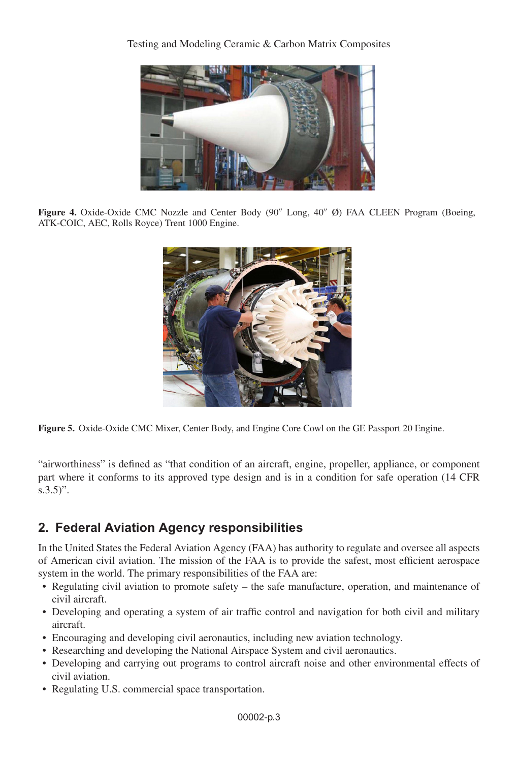**Figure 4.** Oxide-Oxide CMC Nozzle and Center Body (90″ Long, 40″ Ø) FAA CLEEN Program (Boeing, ATK-COIC, AEC, Rolls Royce) Trent 1000 Engine.

**Figure 5.** Oxide-Oxide CMC Mixer, Center Body, and Engine Core Cowl on the GE Passport 20 Engine.

"airworthiness" is defined as "that condition of an aircraft, engine, propeller, appliance, or component part where it conforms to its approved type design and is in a condition for safe operation (14 CFR s.3.5)".

## 2. Federal Aviation Agency responsibilities

In the United States the Federal Aviation Agency (FAA) has authority to regulate and oversee all aspects of American civil aviation. The mission of the FAA is to provide the safest, most efficient aerospace system in the world. The primary responsibilities of the FAA are:

- Regulating civil aviation to promote safety – the safe manufacture, operation, and maintenance of civil aircraft.
- Developing and operating a system of air traffic control and navigation for both civil and military aircraft.
- Encouraging and developing civil aeronautics, including new aviation technology.
- Researching and developing the National Airspace System and civil aeronautics.
- Developing and carrying out programs to control aircraft noise and other environmental effects of civil aviation.
- Regulating U.S. commercial space transportation.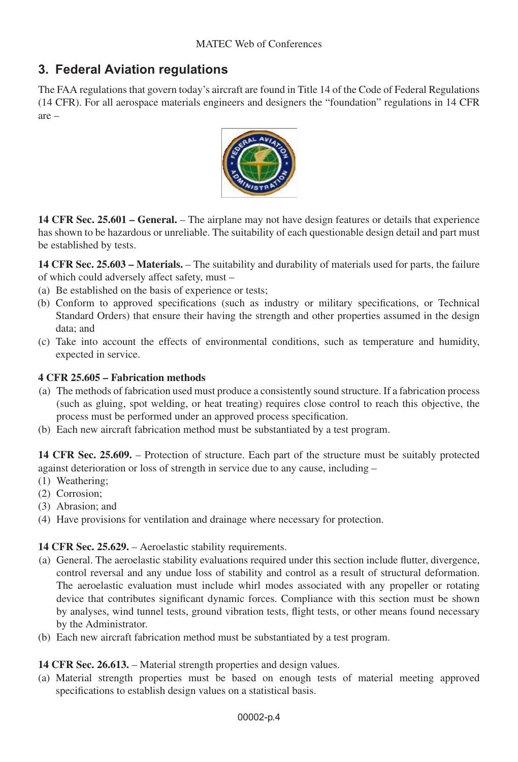## 3. Federal Aviation regulations

The FAA regulations that govern today's aircraft are found in Title 14 of the Code of Federal Regulations (14 CFR). For all aerospace materials engineers and designers the "foundation" regulations in 14 CFR are –

**14 CFR Sec. 25.601 – General.** – The airplane may not have design features or details that experience has shown to be hazardous or unreliable. The suitability of each questionable design detail and part must be established by tests.

**14 CFR Sec. 25.603 – Materials.** – The suitability and durability of materials used for parts, the failure of which could adversely affect safety, must –

(a) Be established on the basis of experience or tests;
(b) Conform to approved specifications (such as industry or military specifications, or Technical Standard Orders) that ensure their having the strength and other properties assumed in the design data; and
(c) Take into account the effects of environmental conditions, such as temperature and humidity, expected in service.

**4 CFR 25.605 – Fabrication methods**

(a) The methods of fabrication used must produce a consistently sound structure. If a fabrication process (such as gluing, spot welding, or heat treating) requires close control to reach this objective, the process must be performed under an approved process specification.
(b) Each new aircraft fabrication method must be substantiated by a test program.

**14 CFR Sec. 25.609.** – Protection of structure. Each part of the structure must be suitably protected against deterioration or loss of strength in service due to any cause, including –

(1) Weathering;
(2) Corrosion;
(3) Abrasion; and
(4) Have provisions for ventilation and drainage where necessary for protection.

**14 CFR Sec. 25.629.** – Aeroelastic stability requirements.

(a) General. The aeroelastic stability evaluations required under this section include flutter, divergence, control reversal and any undue loss of stability and control as a result of structural deformation. The aeroelastic evaluation must include whirl modes associated with any propeller or rotating device that contributes significant dynamic forces. Compliance with this section must be shown by analyses, wind tunnel tests, ground vibration tests, flight tests, or other means found necessary by the Administrator.
(b) Each new aircraft fabrication method must be substantiated by a test program.

**14 CFR Sec. 26.613.** – Material strength properties and design values.

(a) Material strength properties must be based on enough tests of material meeting approved specifications to establish design values on a statistical basis.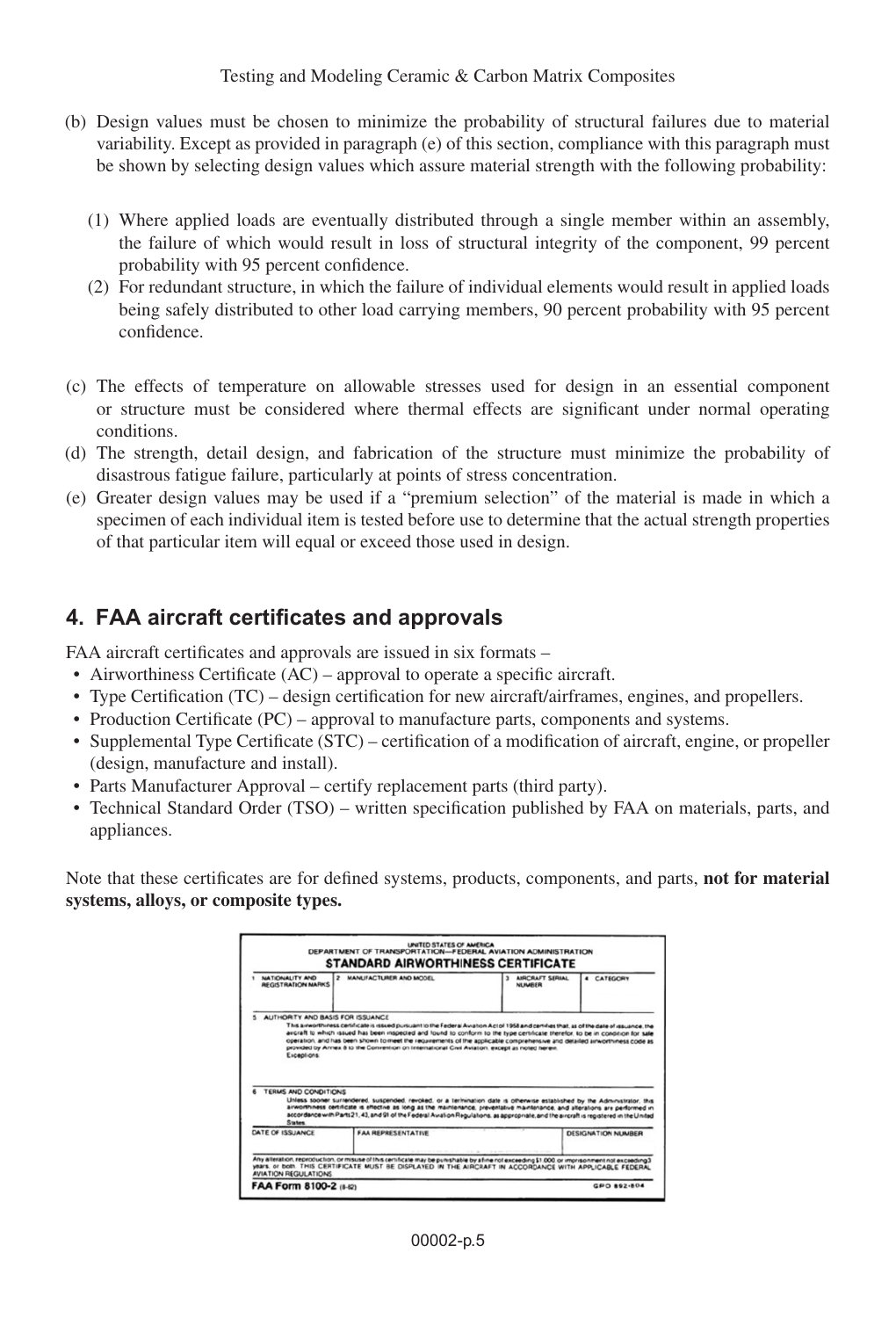(b) Design values must be chosen to minimize the probability of structural failures due to material variability. Except as provided in paragraph (e) of this section, compliance with this paragraph must be shown by selecting design values which assure material strength with the following probability:

   (1) Where applied loads are eventually distributed through a single member within an assembly, the failure of which would result in loss of structural integrity of the component, 99 percent probability with 95 percent confidence.

   (2) For redundant structure, in which the failure of individual elements would result in applied loads being safely distributed to other load carrying members, 90 percent probability with 95 percent confidence.

(c) The effects of temperature on allowable stresses used for design in an essential component or structure must be considered where thermal effects are significant under normal operating conditions.

(d) The strength, detail design, and fabrication of the structure must minimize the probability of disastrous fatigue failure, particularly at points of stress concentration.

(e) Greater design values may be used if a "premium selection" of the material is made in which a specimen of each individual item is tested before use to determine that the actual strength properties of that particular item will equal or exceed those used in design.

## 4. FAA aircraft certificates and approvals

FAA aircraft certificates and approvals are issued in six formats –

- Airworthiness Certificate (AC) – approval to operate a specific aircraft.
- Type Certification (TC) – design certification for new aircraft/airframes, engines, and propellers.
- Production Certificate (PC) – approval to manufacture parts, components and systems.
- Supplemental Type Certificate (STC) – certification of a modification of aircraft, engine, or propeller (design, manufacture and install).
- Parts Manufacturer Approval – certify replacement parts (third party).
- Technical Standard Order (TSO) – written specification published by FAA on materials, parts, and appliances.

Note that these certificates are for defined systems, products, components, and parts, **not for material systems, alloys, or composite types.**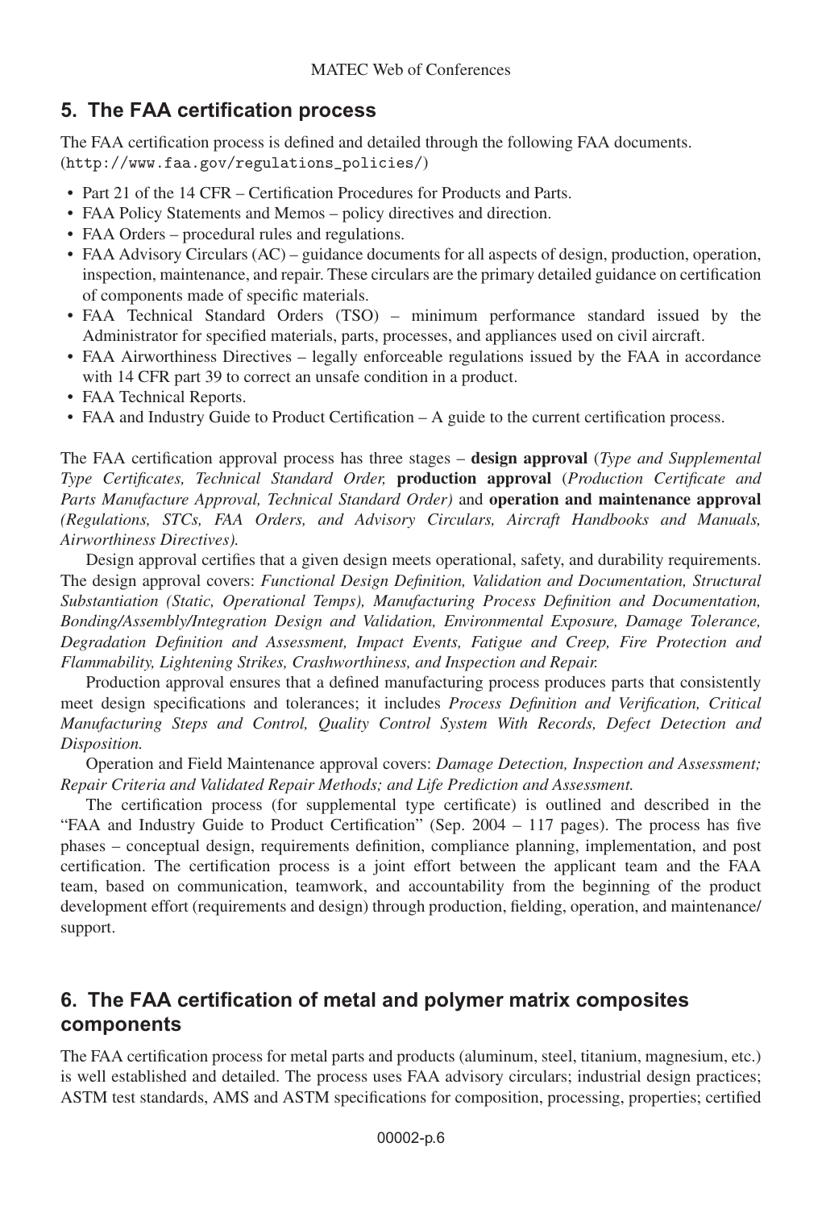## 5. The FAA certification process

The FAA certification process is defined and detailed through the following FAA documents. (http://www.faa.gov/regulations_policies/)

- Part 21 of the 14 CFR – Certification Procedures for Products and Parts.
- FAA Policy Statements and Memos – policy directives and direction.
- FAA Orders – procedural rules and regulations.
- FAA Advisory Circulars (AC) – guidance documents for all aspects of design, production, operation, inspection, maintenance, and repair. These circulars are the primary detailed guidance on certification of components made of specific materials.
- FAA Technical Standard Orders (TSO) – minimum performance standard issued by the Administrator for specified materials, parts, processes, and appliances used on civil aircraft.
- FAA Airworthiness Directives – legally enforceable regulations issued by the FAA in accordance with 14 CFR part 39 to correct an unsafe condition in a product.
- FAA Technical Reports.
- FAA and Industry Guide to Product Certification – A guide to the current certification process.

The FAA certification approval process has three stages – **design approval** (*Type and Supplemental Type Certificates, Technical Standard Order,* **production approval** (*Production Certificate and Parts Manufacture Approval, Technical Standard Order)* and **operation and maintenance approval** *(Regulations, STCs, FAA Orders, and Advisory Circulars, Aircraft Handbooks and Manuals, Airworthiness Directives).*

Design approval certifies that a given design meets operational, safety, and durability requirements. The design approval covers: *Functional Design Definition, Validation and Documentation, Structural Substantiation (Static, Operational Temps), Manufacturing Process Definition and Documentation, Bonding/Assembly/Integration Design and Validation, Environmental Exposure, Damage Tolerance, Degradation Definition and Assessment, Impact Events, Fatigue and Creep, Fire Protection and Flammability, Lightening Strikes, Crashworthiness, and Inspection and Repair.*

Production approval ensures that a defined manufacturing process produces parts that consistently meet design specifications and tolerances; it includes *Process Definition and Verification, Critical Manufacturing Steps and Control, Quality Control System With Records, Defect Detection and Disposition.*

Operation and Field Maintenance approval covers: *Damage Detection, Inspection and Assessment; Repair Criteria and Validated Repair Methods; and Life Prediction and Assessment.*

The certification process (for supplemental type certificate) is outlined and described in the "FAA and Industry Guide to Product Certification" (Sep. 2004 – 117 pages). The process has five phases – conceptual design, requirements definition, compliance planning, implementation, and post certification. The certification process is a joint effort between the applicant team and the FAA team, based on communication, teamwork, and accountability from the beginning of the product development effort (requirements and design) through production, fielding, operation, and maintenance/ support.

## 6. The FAA certification of metal and polymer matrix composites components

The FAA certification process for metal parts and products (aluminum, steel, titanium, magnesium, etc.) is well established and detailed. The process uses FAA advisory circulars; industrial design practices; ASTM test standards, AMS and ASTM specifications for composition, processing, properties; certified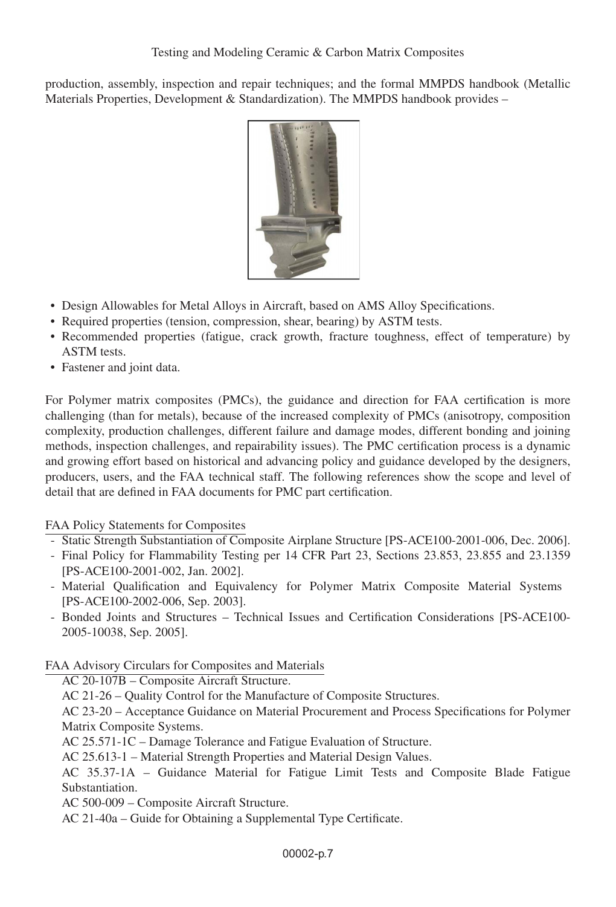production, assembly, inspection and repair techniques; and the formal MMPDS handbook (Metallic Materials Properties, Development & Standardization). The MMPDS handbook provides –

- Design Allowables for Metal Alloys in Aircraft, based on AMS Alloy Specifications.
- Required properties (tension, compression, shear, bearing) by ASTM tests.
- Recommended properties (fatigue, crack growth, fracture toughness, effect of temperature) by ASTM tests.
- Fastener and joint data.

For Polymer matrix composites (PMCs), the guidance and direction for FAA certification is more challenging (than for metals), because of the increased complexity of PMCs (anisotropy, composition complexity, production challenges, different failure and damage modes, different bonding and joining methods, inspection challenges, and repairability issues). The PMC certification process is a dynamic and growing effort based on historical and advancing policy and guidance developed by the designers, producers, users, and the FAA technical staff. The following references show the scope and level of detail that are defined in FAA documents for PMC part certification.

FAA Policy Statements for Composites

- Static Strength Substantiation of Composite Airplane Structure [PS-ACE100-2001-006, Dec. 2006].
- Final Policy for Flammability Testing per 14 CFR Part 23, Sections 23.853, 23.855 and 23.1359 [PS-ACE100-2001-002, Jan. 2002].
- Material Qualification and Equivalency for Polymer Matrix Composite Material Systems [PS-ACE100-2002-006, Sep. 2003].
- Bonded Joints and Structures – Technical Issues and Certification Considerations [PS-ACE100-2005-10038, Sep. 2005].

FAA Advisory Circulars for Composites and Materials

AC 20-107B – Composite Aircraft Structure.
AC 21-26 – Quality Control for the Manufacture of Composite Structures.
AC 23-20 – Acceptance Guidance on Material Procurement and Process Specifications for Polymer Matrix Composite Systems.
AC 25.571-1C – Damage Tolerance and Fatigue Evaluation of Structure.
AC 25.613-1 – Material Strength Properties and Material Design Values.
AC 35.37-1A – Guidance Material for Fatigue Limit Tests and Composite Blade Fatigue Substantiation.
AC 500-009 – Composite Aircraft Structure.
AC 21-40a – Guide for Obtaining a Supplemental Type Certificate.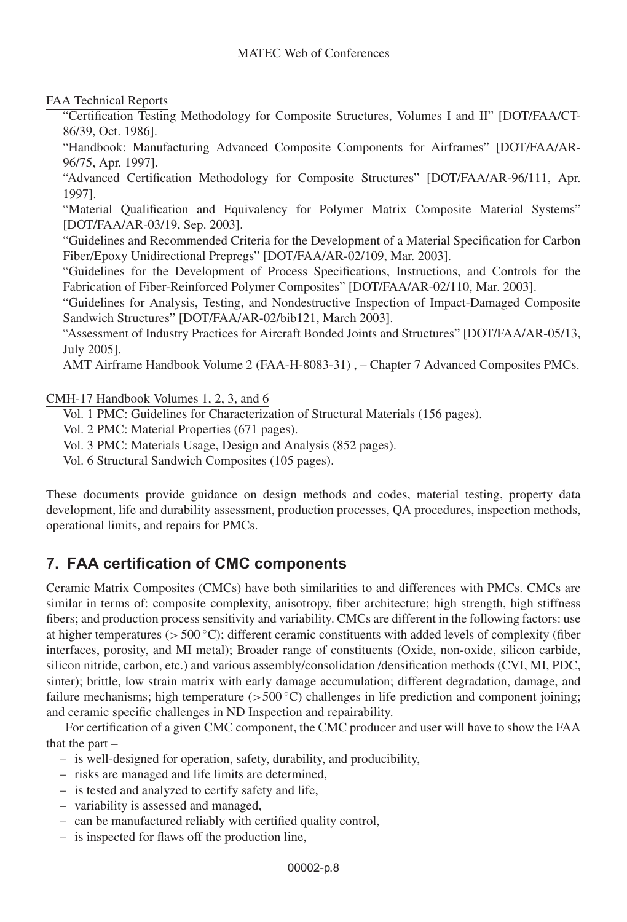FAA Technical Reports

"Certification Testing Methodology for Composite Structures, Volumes I and II" [DOT/FAA/CT-86/39, Oct. 1986].

"Handbook: Manufacturing Advanced Composite Components for Airframes" [DOT/FAA/AR-96/75, Apr. 1997].

"Advanced Certification Methodology for Composite Structures" [DOT/FAA/AR-96/111, Apr. 1997].

"Material Qualification and Equivalency for Polymer Matrix Composite Material Systems" [DOT/FAA/AR-03/19, Sep. 2003].

"Guidelines and Recommended Criteria for the Development of a Material Specification for Carbon Fiber/Epoxy Unidirectional Prepregs" [DOT/FAA/AR-02/109, Mar. 2003].

"Guidelines for the Development of Process Specifications, Instructions, and Controls for the Fabrication of Fiber-Reinforced Polymer Composites" [DOT/FAA/AR-02/110, Mar. 2003].

"Guidelines for Analysis, Testing, and Nondestructive Inspection of Impact-Damaged Composite Sandwich Structures" [DOT/FAA/AR-02/bib121, March 2003].

"Assessment of Industry Practices for Aircraft Bonded Joints and Structures" [DOT/FAA/AR-05/13, July 2005].

AMT Airframe Handbook Volume 2 (FAA-H-8083-31) , – Chapter 7 Advanced Composites PMCs.

CMH-17 Handbook Volumes 1, 2, 3, and 6

Vol. 1 PMC: Guidelines for Characterization of Structural Materials (156 pages).

Vol. 2 PMC: Material Properties (671 pages).

Vol. 3 PMC: Materials Usage, Design and Analysis (852 pages).

Vol. 6 Structural Sandwich Composites (105 pages).

These documents provide guidance on design methods and codes, material testing, property data development, life and durability assessment, production processes, QA procedures, inspection methods, operational limits, and repairs for PMCs.

## 7. FAA certification of CMC components

Ceramic Matrix Composites (CMCs) have both similarities to and differences with PMCs. CMCs are similar in terms of: composite complexity, anisotropy, fiber architecture; high strength, high stiffness fibers; and production process sensitivity and variability. CMCs are different in the following factors: use at higher temperatures ($> 500\,^{\circ}$C); different ceramic constituents with added levels of complexity (fiber interfaces, porosity, and MI metal); Broader range of constituents (Oxide, non-oxide, silicon carbide, silicon nitride, carbon, etc.) and various assembly/consolidation /densification methods (CVI, MI, PDC, sinter); brittle, low strain matrix with early damage accumulation; different degradation, damage, and failure mechanisms; high temperature ($>500\,^{\circ}$C) challenges in life prediction and component joining; and ceramic specific challenges in ND Inspection and repairability.

For certification of a given CMC component, the CMC producer and user will have to show the FAA that the part –

- is well-designed for operation, safety, durability, and producibility,
- risks are managed and life limits are determined,
- is tested and analyzed to certify safety and life,
- variability is assessed and managed,
- can be manufactured reliably with certified quality control,
- is inspected for flaws off the production line,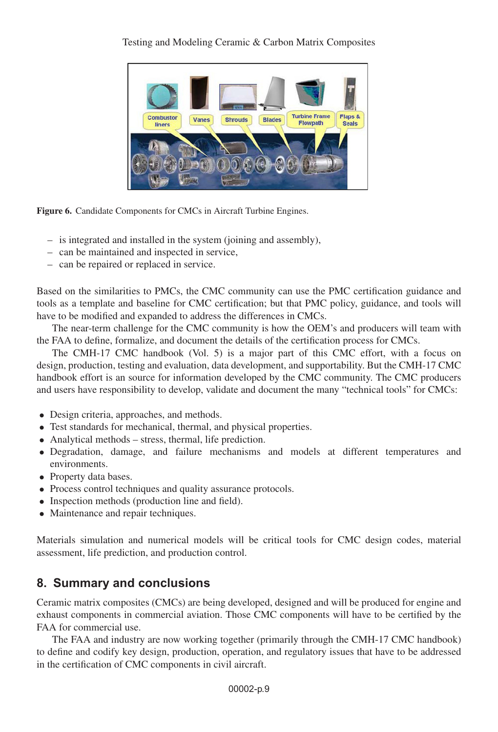Figure 6. Candidate Components for CMCs in Aircraft Turbine Engines.

- is integrated and installed in the system (joining and assembly),
- can be maintained and inspected in service,
- can be repaired or replaced in service.

Based on the similarities to PMCs, the CMC community can use the PMC certification guidance and tools as a template and baseline for CMC certification; but that PMC policy, guidance, and tools will have to be modified and expanded to address the differences in CMCs.

The near-term challenge for the CMC community is how the OEM's and producers will team with the FAA to define, formalize, and document the details of the certification process for CMCs.

The CMH-17 CMC handbook (Vol. 5) is a major part of this CMC effort, with a focus on design, production, testing and evaluation, data development, and supportability. But the CMH-17 CMC handbook effort is an source for information developed by the CMC community. The CMC producers and users have responsibility to develop, validate and document the many "technical tools" for CMCs:

- Design criteria, approaches, and methods.
- Test standards for mechanical, thermal, and physical properties.
- Analytical methods – stress, thermal, life prediction.
- Degradation, damage, and failure mechanisms and models at different temperatures and environments.
- Property data bases.
- Process control techniques and quality assurance protocols.
- Inspection methods (production line and field).
- Maintenance and repair techniques.

Materials simulation and numerical models will be critical tools for CMC design codes, material assessment, life prediction, and production control.

## 8. Summary and conclusions

Ceramic matrix composites (CMCs) are being developed, designed and will be produced for engine and exhaust components in commercial aviation. Those CMC components will have to be certified by the FAA for commercial use.

The FAA and industry are now working together (primarily through the CMH-17 CMC handbook) to define and codify key design, production, operation, and regulatory issues that have to be addressed in the certification of CMC components in civil aircraft.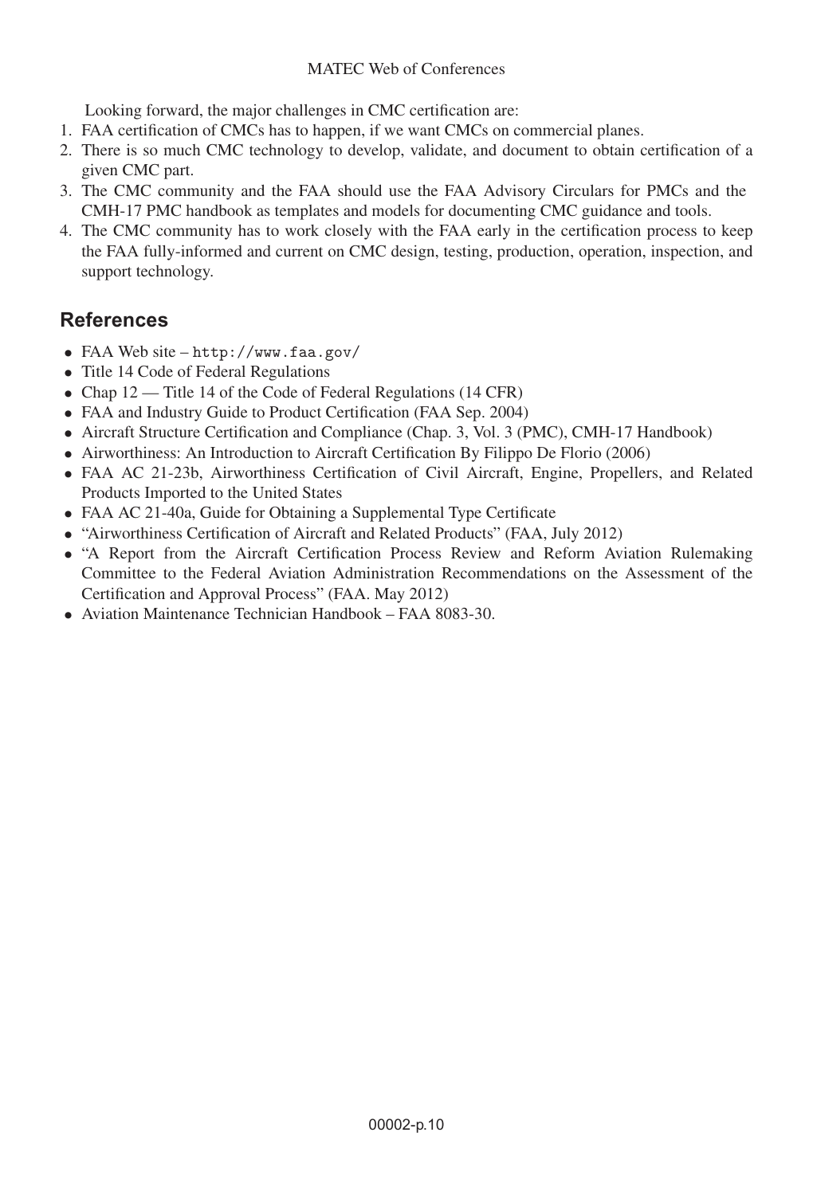Looking forward, the major challenges in CMC certification are:

1. FAA certification of CMCs has to happen, if we want CMCs on commercial planes.
2. There is so much CMC technology to develop, validate, and document to obtain certification of a given CMC part.
3. The CMC community and the FAA should use the FAA Advisory Circulars for PMCs and the CMH-17 PMC handbook as templates and models for documenting CMC guidance and tools.
4. The CMC community has to work closely with the FAA early in the certification process to keep the FAA fully-informed and current on CMC design, testing, production, operation, inspection, and support technology.

## References

- FAA Web site – http://www.faa.gov/
- Title 14 Code of Federal Regulations
- Chap 12 — Title 14 of the Code of Federal Regulations (14 CFR)
- FAA and Industry Guide to Product Certification (FAA Sep. 2004)
- Aircraft Structure Certification and Compliance (Chap. 3, Vol. 3 (PMC), CMH-17 Handbook)
- Airworthiness: An Introduction to Aircraft Certification By Filippo De Florio (2006)
- FAA AC 21-23b, Airworthiness Certification of Civil Aircraft, Engine, Propellers, and Related Products Imported to the United States
- FAA AC 21-40a, Guide for Obtaining a Supplemental Type Certificate
- "Airworthiness Certification of Aircraft and Related Products" (FAA, July 2012)
- "A Report from the Aircraft Certification Process Review and Reform Aviation Rulemaking Committee to the Federal Aviation Administration Recommendations on the Assessment of the Certification and Approval Process" (FAA. May 2012)
- Aviation Maintenance Technician Handbook – FAA 8083-30.